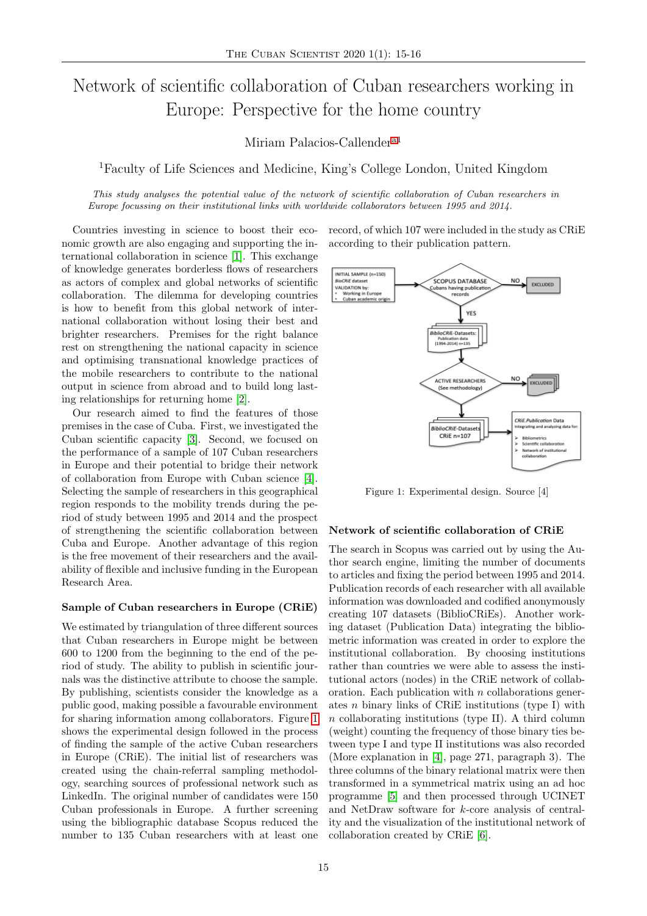// Network of scientific collaboration of Cuban researchers working in Europe: Perspective for the home country

Miriam Palacios-Callender[a,1]

[1]Faculty of Life Sciences and Medicine, King's College London, United Kingdom

*This study analyses the potential value of the network of scientific collaboration of Cuban researchers in Europe focussing on their institutional links with worldwide collaborators between 1995 and 2014.*

Countries investing in science to boost their economic growth are also engaging and supporting the international collaboration in science [1]. This exchange of knowledge generates borderless flows of researchers as actors of complex and global networks of scientific collaboration. The dilemma for developing countries is how to benefit from this global network of international collaboration without losing their best and brighter researchers. Premises for the right balance rest on strengthening the national capacity in science and optimising transnational knowledge practices of the mobile researchers to contribute to the national output in science from abroad and to build long lasting relationships for returning home [2].

Our research aimed to find the features of those premises in the case of Cuba. First, we investigated the Cuban scientific capacity [3]. Second, we focused on the performance of a sample of 107 Cuban researchers in Europe and their potential to bridge their network of collaboration from Europe with Cuban science [4]. Selecting the sample of researchers in this geographical region responds to the mobility trends during the period of study between 1995 and 2014 and the prospect of strengthening the scientific collaboration between Cuba and Europe. Another advantage of this region is the free movement of their researchers and the availability of flexible and inclusive funding in the European Research Area.

### Sample of Cuban researchers in Europe (CRiE)

We estimated by triangulation of three different sources that Cuban researchers in Europe might be between 600 to 1200 from the beginning to the end of the period of study. The ability to publish in scientific journals was the distinctive attribute to choose the sample. By publishing, scientists consider the knowledge as a public good, making possible a favourable environment for sharing information among collaborators. Figure 1 shows the experimental design followed in the process of finding the sample of the active Cuban researchers in Europe (CRiE). The initial list of researchers was created using the chain-referral sampling methodology, searching sources of professional network such as LinkedIn. The original number of candidates were 150 Cuban professionals in Europe. A further screening using the bibliographic database Scopus reduced the number to 135 Cuban researchers with at least one record, of which 107 were included in the study as CRiE according to their publication pattern.

Figure 1: Experimental design. Source [4]

### Network of scientific collaboration of CRiE

The search in Scopus was carried out by using the Author search engine, limiting the number of documents to articles and fixing the period between 1995 and 2014. Publication records of each researcher with all available information was downloaded and codified anonymously creating 107 datasets (BiblioCRiEs). Another working dataset (Publication Data) integrating the bibliometric information was created in order to explore the institutional collaboration. By choosing institutions rather than countries we were able to assess the institutional actors (nodes) in the CRiE network of collaboration. Each publication with $n$ collaborations generates $n$ binary links of CRiE institutions (type I) with $n$ collaborating institutions (type II). A third column (weight) counting the frequency of those binary ties between type I and type II institutions was also recorded (More explanation in [4], page 271, paragraph 3). The three columns of the binary relational matrix were then transformed in a symmetrical matrix using an ad hoc programme [5] and then processed through UCINET and NetDraw software for $k$-core analysis of centrality and the visualization of the institutional network of collaboration created by CRiE [6].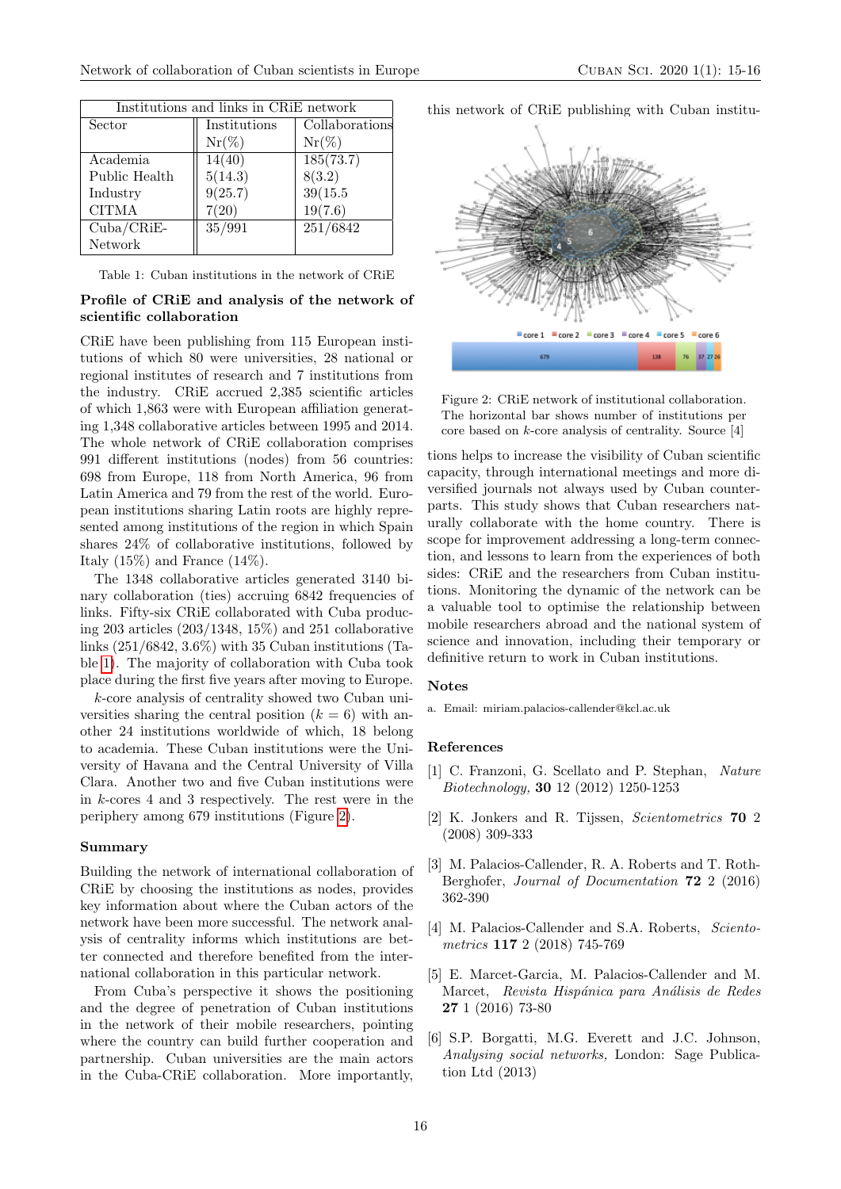| Institutions and links in CRiE network | | |
|---|---|---|
| Sector | Institutions Nr(%) | Collaborations Nr(%) |
| Academia | 14(40) | 185(73.7) |
| Public Health | 5(14.3) | 8(3.2) |
| Industry | 9(25.7) | 39(15.5 |
| CITMA | 7(20) | 19(7.6) |
| Cuba/CRiE-Network | 35/991 | 251/6842 |

Table 1: Cuban institutions in the network of CRiE

### Profile of CRiE and analysis of the network of scientific collaboration

CRiE have been publishing from 115 European institutions of which 80 were universities, 28 national or regional institutes of research and 7 institutions from the industry. CRiE accrued 2,385 scientific articles of which 1,863 were with European affiliation generating 1,348 collaborative articles between 1995 and 2014. The whole network of CRiE collaboration comprises 991 different institutions (nodes) from 56 countries: 698 from Europe, 118 from North America, 96 from Latin America and 79 from the rest of the world. European institutions sharing Latin roots are highly represented among institutions of the region in which Spain shares 24% of collaborative institutions, followed by Italy (15%) and France (14%).

The 1348 collaborative articles generated 3140 binary collaboration (ties) accruing 6842 frequencies of links. Fifty-six CRiE collaborated with Cuba producing 203 articles (203/1348, 15%) and 251 collaborative links (251/6842, 3.6%) with 35 Cuban institutions (Table 1). The majority of collaboration with Cuba took place during the first five years after moving to Europe.

$k$-core analysis of centrality showed two Cuban universities sharing the central position ($k = 6$) with another 24 institutions worldwide of which, 18 belong to academia. These Cuban institutions were the University of Havana and the Central University of Villa Clara. Another two and five Cuban institutions were in $k$-cores 4 and 3 respectively. The rest were in the periphery among 679 institutions (Figure 2).

### Summary

Building the network of international collaboration of CRiE by choosing the institutions as nodes, provides key information about where the Cuban actors of the network have been more successful. The network analysis of centrality informs which institutions are better connected and therefore benefited from the international collaboration in this particular network.

From Cuba's perspective it shows the positioning and the degree of penetration of Cuban institutions in the network of their mobile researchers, pointing where the country can build further cooperation and partnership. Cuban universities are the main actors in the Cuba-CRiE collaboration. More importantly, this network of CRiE publishing with Cuban institutions helps to increase the visibility of Cuban scientific capacity, through international meetings and more diversified journals not always used by Cuban counterparts. This study shows that Cuban researchers naturally collaborate with the home country. There is scope for improvement addressing a long-term connection, and lessons to learn from the experiences of both sides: CRiE and the researchers from Cuban institutions. Monitoring the dynamic of the network can be a valuable tool to optimise the relationship between mobile researchers abroad and the national system of science and innovation, including their temporary or definitive return to work in Cuban institutions.

core 1 core 2 core 3 core 4 core 5 core 6

679 138 76 37 27 26

Figure 2: CRiE network of institutional collaboration. The horizontal bar shows number of institutions per core based on $k$-core analysis of centrality. Source [4]

### Notes

a. Email: miriam.palacios-callender@kcl.ac.uk

### References

[1] C. Franzoni, G. Scellato and P. Stephan, *Nature Biotechnology,* **30** 12 (2012) 1250-1253

[2] K. Jonkers and R. Tijssen, *Scientometrics* **70** 2 (2008) 309-333

[3] M. Palacios-Callender, R. A. Roberts and T. Roth-Berghofer, *Journal of Documentation* **72** 2 (2016) 362-390

[4] M. Palacios-Callender and S.A. Roberts, *Scientometrics* **117** 2 (2018) 745-769

[5] E. Marcet-Garcia, M. Palacios-Callender and M. Marcet, *Revista Hispánica para Análisis de Redes* **27** 1 (2016) 73-80

[6] S.P. Borgatti, M.G. Everett and J.C. Johnson, *Analysing social networks,* London: Sage Publication Ltd (2013)